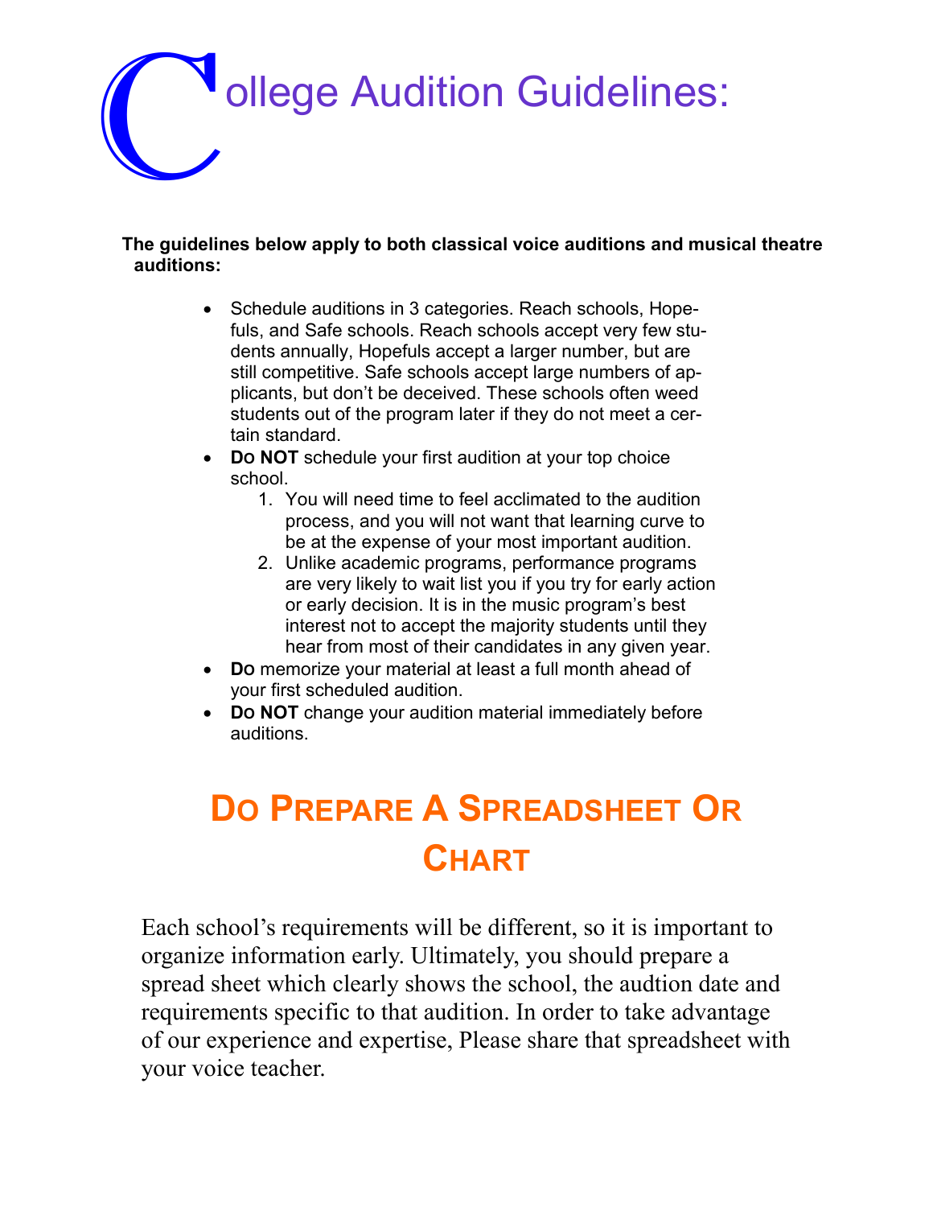# College Audition Guidelines:

**The guidelines below apply to both classical voice auditions and musical theatre auditions:**

- Schedule auditions in 3 categories. Reach schools, Hopefuls, and Safe schools. Reach schools accept very few students annually, Hopefuls accept a larger number, but are still competitive. Safe schools accept large numbers of applicants, but don't be deceived. These schools often weed students out of the program later if they do not meet a certain standard.
- **Do NOT** schedule your first audition at your top choice school.
  1. You will need time to feel acclimated to the audition process, and you will not want that learning curve to be at the expense of your most important audition.
  2. Unlike academic programs, performance programs are very likely to wait list you if you try for early action or early decision. It is in the music program's best interest not to accept the majority students until they hear from most of their candidates in any given year.
- **Do** memorize your material at least a full month ahead of your first scheduled audition.
- **Do NOT** change your audition material immediately before auditions.

## Do Prepare A Spreadsheet Or Chart

Each school's requirements will be different, so it is important to organize information early. Ultimately, you should prepare a spread sheet which clearly shows the school, the audtion date and requirements specific to that audition. In order to take advantage of our experience and expertise, Please share that spreadsheet with your voice teacher.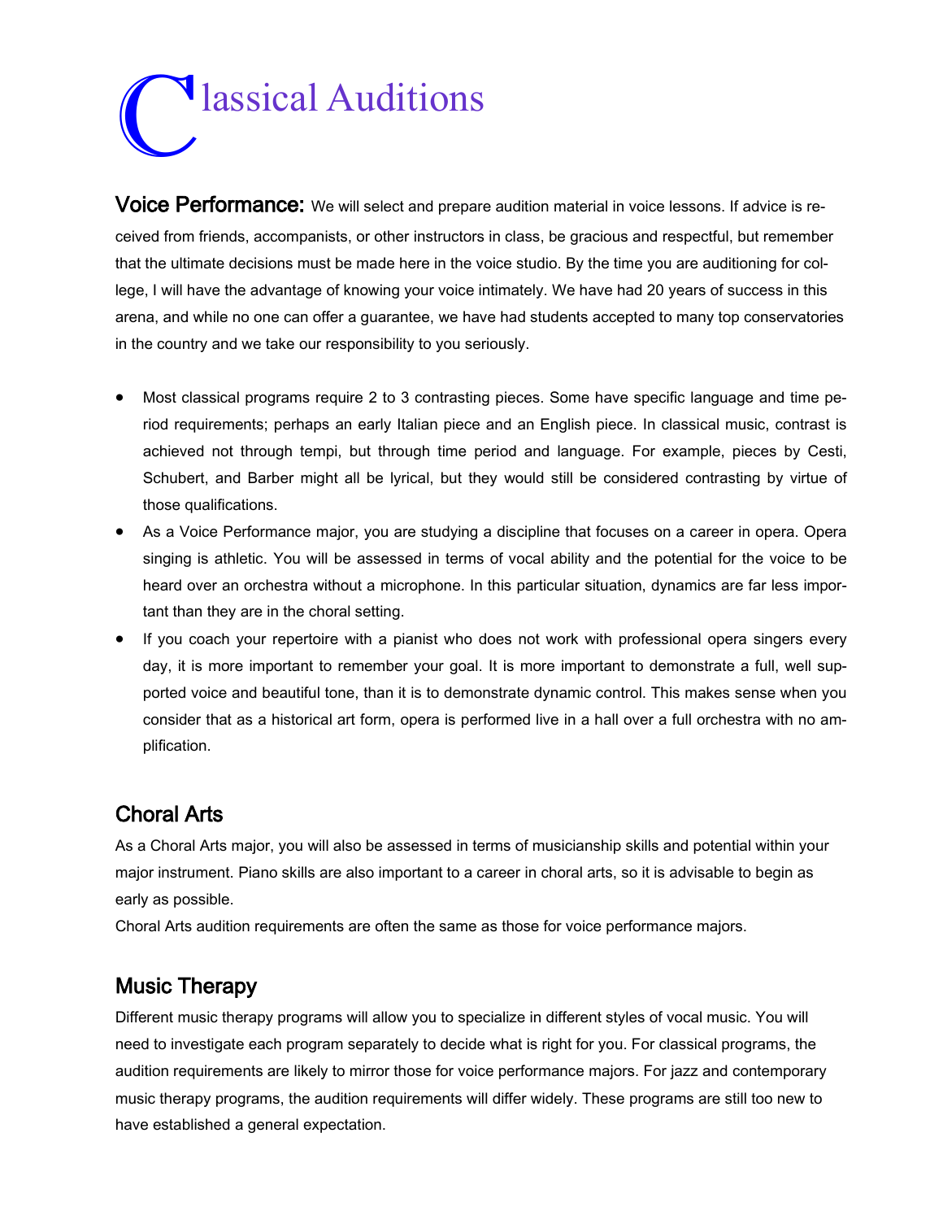# Classical Auditions

**Voice Performance:** We will select and prepare audition material in voice lessons. If advice is received from friends, accompanists, or other instructors in class, be gracious and respectful, but remember that the ultimate decisions must be made here in the voice studio. By the time you are auditioning for college, I will have the advantage of knowing your voice intimately. We have had 20 years of success in this arena, and while no one can offer a guarantee, we have had students accepted to many top conservatories in the country and we take our responsibility to you seriously.

- Most classical programs require 2 to 3 contrasting pieces. Some have specific language and time period requirements; perhaps an early Italian piece and an English piece. In classical music, contrast is achieved not through tempi, but through time period and language. For example, pieces by Cesti, Schubert, and Barber might all be lyrical, but they would still be considered contrasting by virtue of those qualifications.
- As a Voice Performance major, you are studying a discipline that focuses on a career in opera. Opera singing is athletic. You will be assessed in terms of vocal ability and the potential for the voice to be heard over an orchestra without a microphone. In this particular situation, dynamics are far less important than they are in the choral setting.
- If you coach your repertoire with a pianist who does not work with professional opera singers every day, it is more important to remember your goal. It is more important to demonstrate a full, well supported voice and beautiful tone, than it is to demonstrate dynamic control. This makes sense when you consider that as a historical art form, opera is performed live in a hall over a full orchestra with no amplification.

## Choral Arts

As a Choral Arts major, you will also be assessed in terms of musicianship skills and potential within your major instrument. Piano skills are also important to a career in choral arts, so it is advisable to begin as early as possible.

Choral Arts audition requirements are often the same as those for voice performance majors.

## Music Therapy

Different music therapy programs will allow you to specialize in different styles of vocal music. You will need to investigate each program separately to decide what is right for you. For classical programs, the audition requirements are likely to mirror those for voice performance majors. For jazz and contemporary music therapy programs, the audition requirements will differ widely. These programs are still too new to have established a general expectation.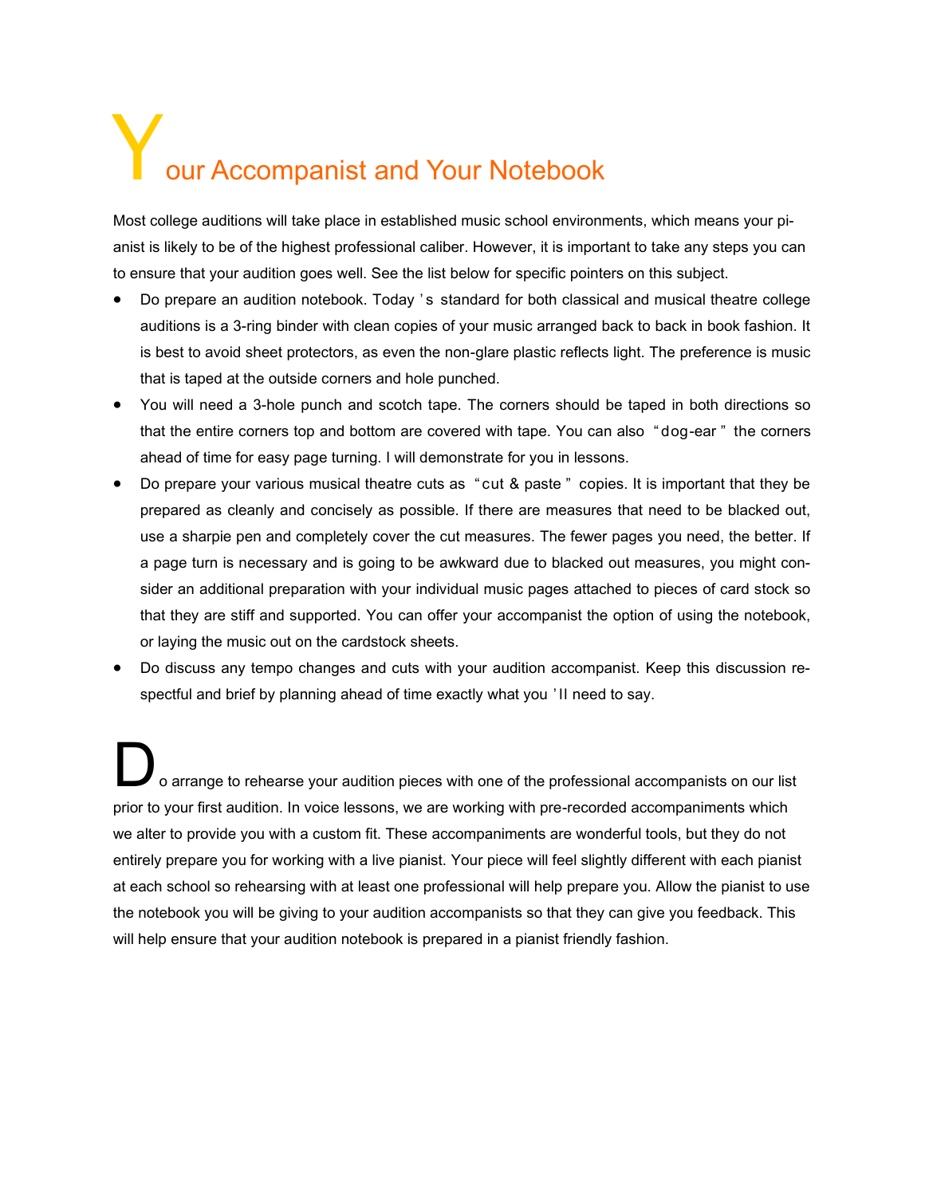# Your Accompanist and Your Notebook

Most college auditions will take place in established music school environments, which means your pianist is likely to be of the highest professional caliber. However, it is important to take any steps you can to ensure that your audition goes well. See the list below for specific pointers on this subject.

- Do prepare an audition notebook. Today's standard for both classical and musical theatre college auditions is a 3-ring binder with clean copies of your music arranged back to back in book fashion. It is best to avoid sheet protectors, as even the non-glare plastic reflects light. The preference is music that is taped at the outside corners and hole punched.
- You will need a 3-hole punch and scotch tape. The corners should be taped in both directions so that the entire corners top and bottom are covered with tape. You can also "dog-ear" the corners ahead of time for easy page turning. I will demonstrate for you in lessons.
- Do prepare your various musical theatre cuts as "cut & paste" copies. It is important that they be prepared as cleanly and concisely as possible. If there are measures that need to be blacked out, use a sharpie pen and completely cover the cut measures. The fewer pages you need, the better. If a page turn is necessary and is going to be awkward due to blacked out measures, you might consider an additional preparation with your individual music pages attached to pieces of card stock so that they are stiff and supported. You can offer your accompanist the option of using the notebook, or laying the music out on the cardstock sheets.
- Do discuss any tempo changes and cuts with your audition accompanist. Keep this discussion respectful and brief by planning ahead of time exactly what you'll need to say.

Do arrange to rehearse your audition pieces with one of the professional accompanists on our list prior to your first audition. In voice lessons, we are working with pre-recorded accompaniments which we alter to provide you with a custom fit. These accompaniments are wonderful tools, but they do not entirely prepare you for working with a live pianist. Your piece will feel slightly different with each pianist at each school so rehearsing with at least one professional will help prepare you. Allow the pianist to use the notebook you will be giving to your audition accompanists so that they can give you feedback. This will help ensure that your audition notebook is prepared in a pianist friendly fashion.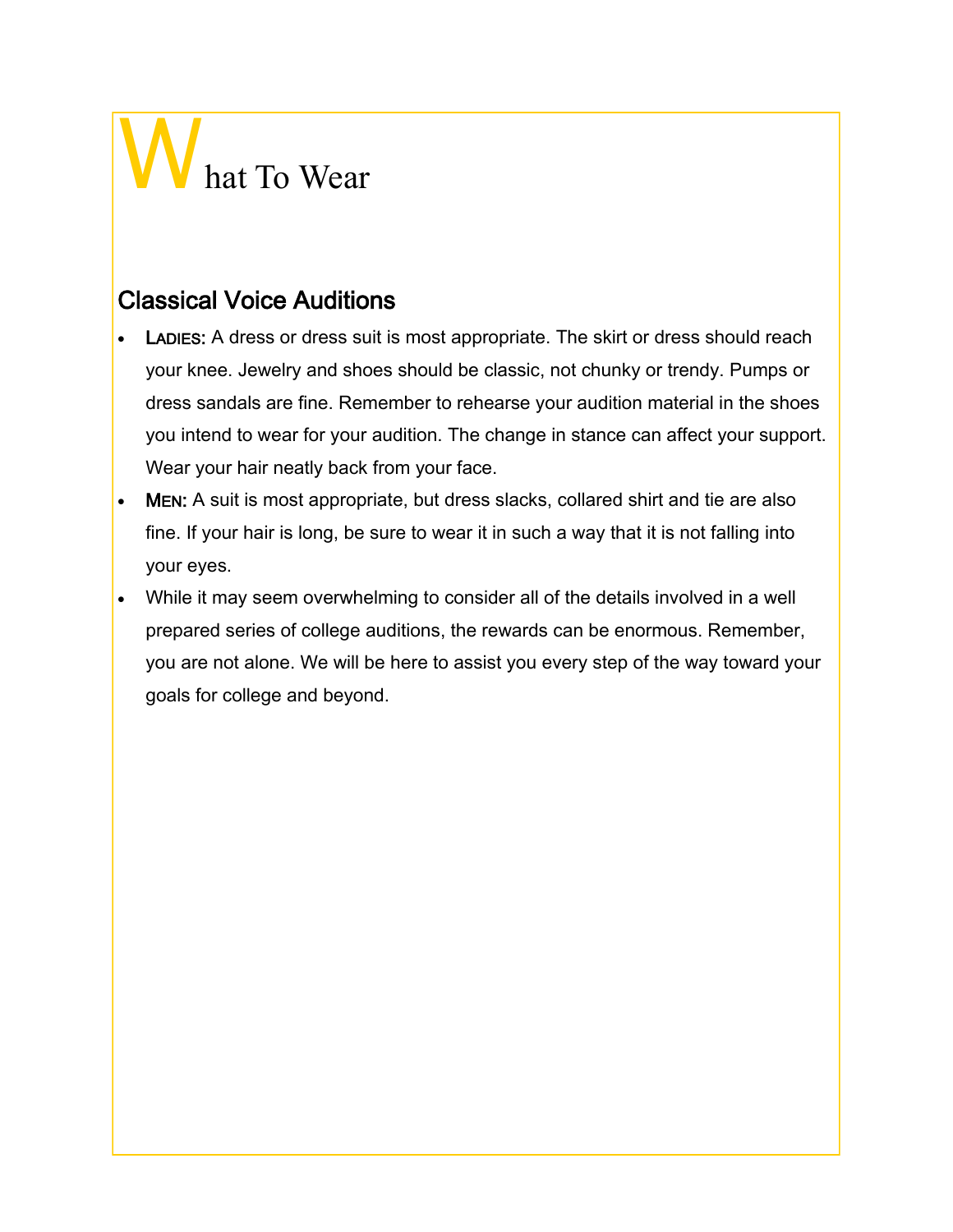# What To Wear

## Classical Voice Auditions

- **Ladies:** A dress or dress suit is most appropriate. The skirt or dress should reach your knee. Jewelry and shoes should be classic, not chunky or trendy. Pumps or dress sandals are fine. Remember to rehearse your audition material in the shoes you intend to wear for your audition. The change in stance can affect your support. Wear your hair neatly back from your face.
- **Men:** A suit is most appropriate, but dress slacks, collared shirt and tie are also fine. If your hair is long, be sure to wear it in such a way that it is not falling into your eyes.
- While it may seem overwhelming to consider all of the details involved in a well prepared series of college auditions, the rewards can be enormous. Remember, you are not alone. We will be here to assist you every step of the way toward your goals for college and beyond.